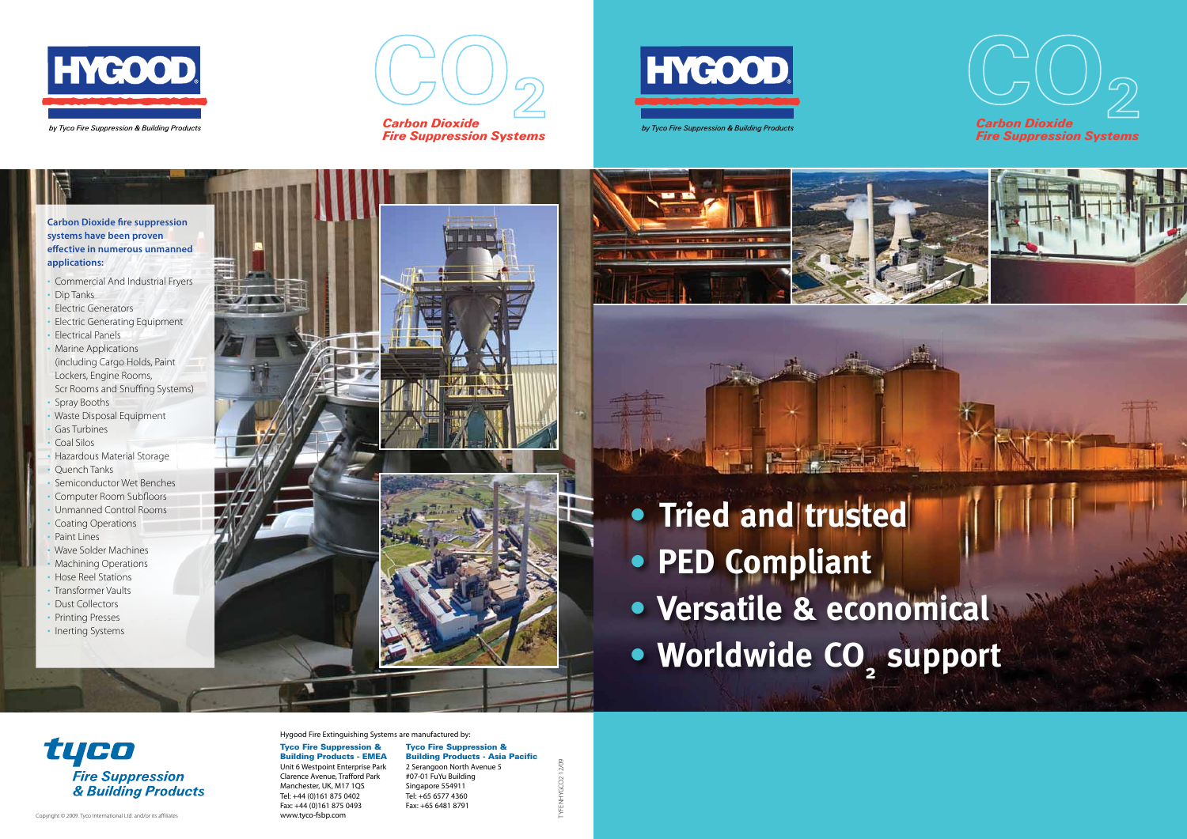# HYGOOD

*by Tyco Fire Suppression & Building Products*

# $CO_2$

***Carbon Dioxide Fire Suppression Systems***

**Carbon Dioxide fire suppression systems have been proven effective in numerous unmanned applications:**

- Commercial And Industrial Fryers
- Dip Tanks
- Electric Generators
- Electric Generating Equipment
- Electrical Panels
- Marine Applications (including Cargo Holds, Paint Lockers, Engine Rooms, Scr Rooms and Snuffing Systems)
- Spray Booths
- Waste Disposal Equipment
- Gas Turbines
- Coal Silos
- Hazardous Material Storage
- Quench Tanks
- Semiconductor Wet Benches
- Computer Room Subfloors
- Unmanned Control Rooms
- Coating Operations
- Paint Lines
- Wave Solder Machines
- Machining Operations
- Hose Reel Stations
- Transformer Vaults
- Dust Collectors
- Printing Presses
- Inerting Systems

**tyco**
*Fire Suppression & Building Products*

Hygood Fire Extinguishing Systems are manufactured by:

**Tyco Fire Suppression & Building Products - EMEA**
Unit 6 Westpoint Enterprise Park
Clarence Avenue, Trafford Park
Manchester, UK, M17 1QS
Tel: +44 (0)161 875 0402
Fax: +44 (0)161 875 0493
www.tyco-fsbp.com

**Tyco Fire Suppression & Building Products - Asia Pacific**
2 Serangoon North Avenue 5
#07-01 FuYu Building
Singapore 554911
Tel: +65 6577 4360
Fax: +65 6481 8791

TYFENHYGCO2 12/09

Copyright © 2009. Tyco International Ltd. and/or its affiliates

# HYGOOD

*by Tyco Fire Suppression & Building Products*

# $CO_2$

***Carbon Dioxide Fire Suppression Systems***

- **Tried and trusted**
- **PED Compliant**
- **Versatile & economical**
- **Worldwide $CO_2$ support**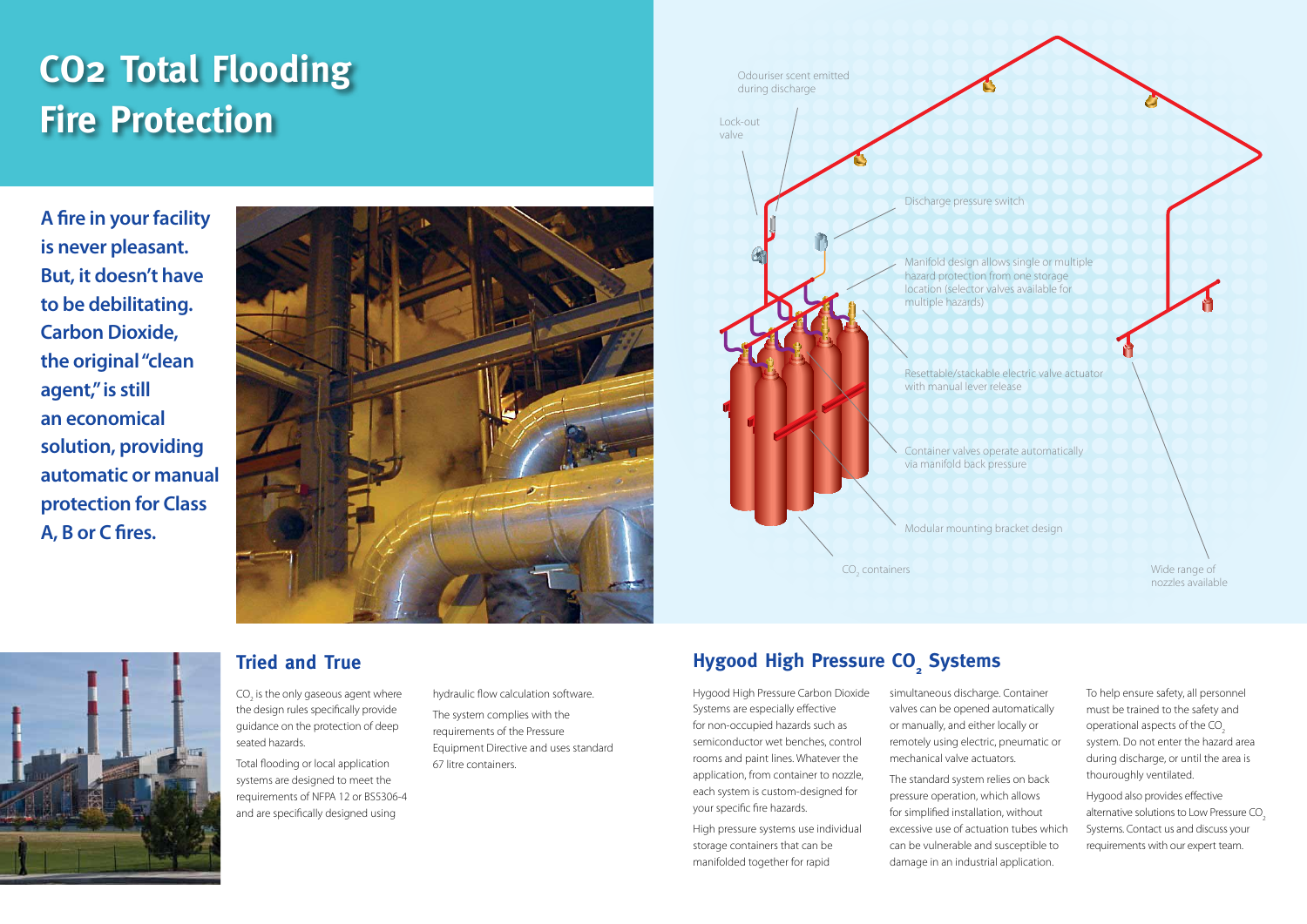# CO2 Total Flooding Fire Protection

**A fire in your facility is never pleasant. But, it doesn't have to be debilitating. Carbon Dioxide, the original "clean agent," is still an economical solution, providing automatic or manual protection for Class A, B or C fires.**

Odouriser scent emitted during discharge

Lock-out valve

Discharge pressure switch

Manifold design allows single or multiple hazard protection from one storage location (selector valves available for multiple hazards)

Resettable/stackable electric valve actuator with manual lever release

Container valves operate automatically via manifold back pressure

Modular mounting bracket design

$CO_2$ containers

Wide range of nozzles available

## Tried and True

$CO_2$ is the only gaseous agent where the design rules specifically provide guidance on the protection of deep seated hazards.

Total flooding or local application systems are designed to meet the requirements of NFPA 12 or BS5306-4 and are specifically designed using hydraulic flow calculation software.

The system complies with the requirements of the Pressure Equipment Directive and uses standard 67 litre containers.

## Hygood High Pressure $CO_2$ Systems

Hygood High Pressure Carbon Dioxide Systems are especially effective for non-occupied hazards such as semiconductor wet benches, control rooms and paint lines. Whatever the application, from container to nozzle, each system is custom-designed for your specific fire hazards.

High pressure systems use individual storage containers that can be manifolded together for rapid simultaneous discharge. Container valves can be opened automatically or manually, and either locally or remotely using electric, pneumatic or mechanical valve actuators.

The standard system relies on back pressure operation, which allows for simplified installation, without excessive use of actuation tubes which can be vulnerable and susceptible to damage in an industrial application.

To help ensure safety, all personnel must be trained to the safety and operational aspects of the $CO_2$ system. Do not enter the hazard area during discharge, or until the area is thouroughly ventilated.

Hygood also provides effective alternative solutions to Low Pressure $CO_2$ Systems. Contact us and discuss your requirements with our expert team.